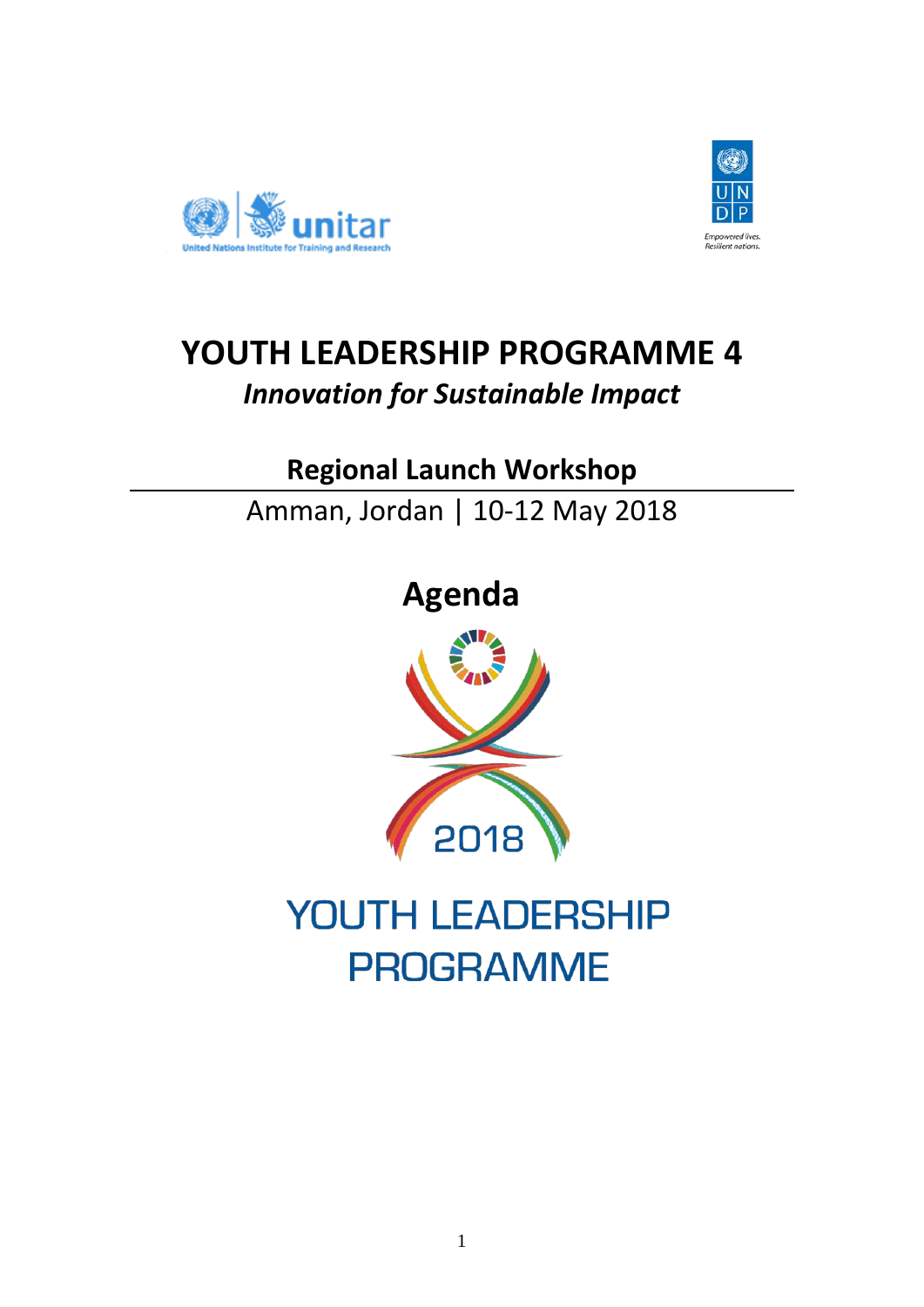# YOUTH LEADERSHIP PROGRAMME 4

***Innovation for Sustainable Impact***

## Regional Launch Workshop

Amman, Jordan | 10-12 May 2018

## Agenda

2018

YOUTH LEADERSHIP PROGRAMME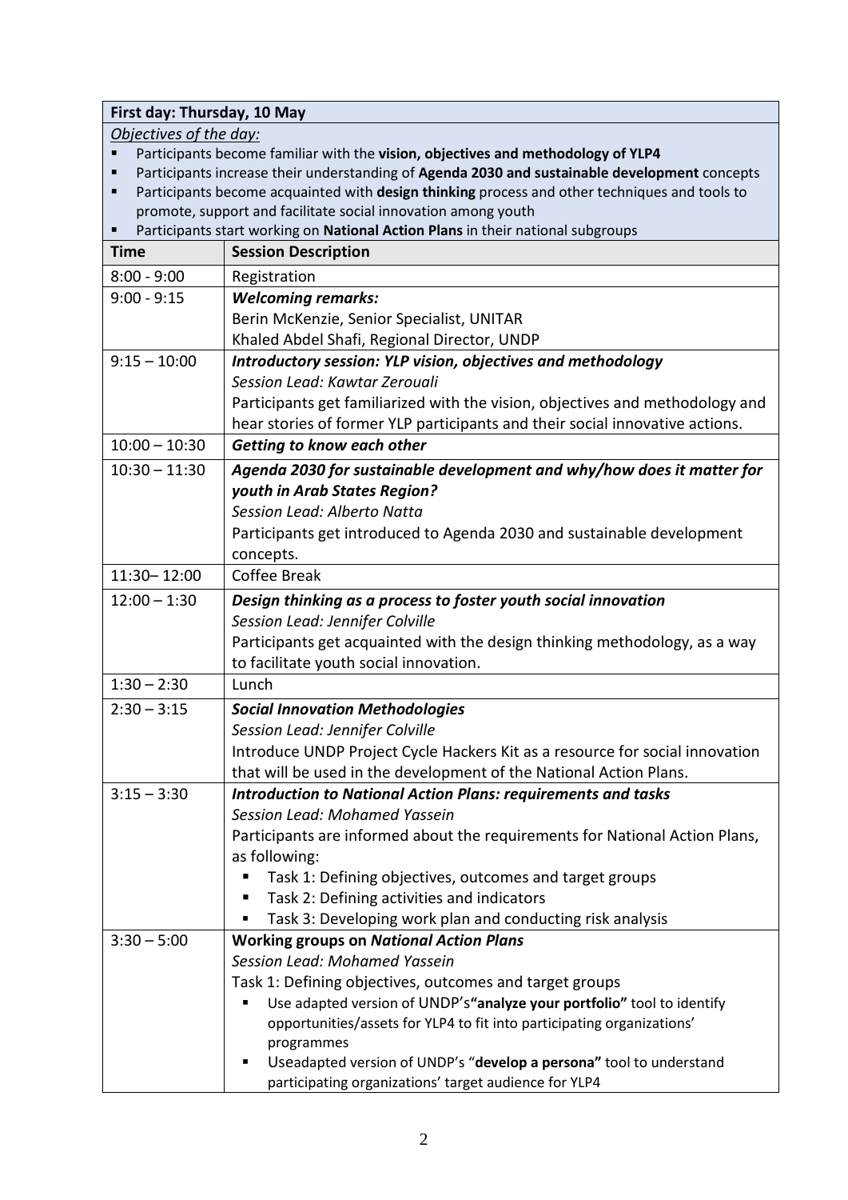| **First day: Thursday, 10 May** | |
|---|---|
| *Objectives of the day:*<br>▪ Participants become familiar with the **vision, objectives and methodology of YLP4**<br>▪ Participants increase their understanding of **Agenda 2030 and sustainable development** concepts<br>▪ Participants become acquainted with **design thinking** process and other techniques and tools to promote, support and facilitate social innovation among youth<br>▪ Participants start working on **National Action Plans** in their national subgroups | |
| **Time** | **Session Description** |
| 8:00 - 9:00 | Registration |
| 9:00 - 9:15 | ***Welcoming remarks:***<br>Berin McKenzie, Senior Specialist, UNITAR<br>Khaled Abdel Shafi, Regional Director, UNDP |
| 9:15 – 10:00 | ***Introductory session: YLP vision, objectives and methodology***<br>*Session Lead: Kawtar Zerouali*<br>Participants get familiarized with the vision, objectives and methodology and hear stories of former YLP participants and their social innovative actions. |
| 10:00 – 10:30 | ***Getting to know each other*** |
| 10:30 – 11:30 | ***Agenda 2030 for sustainable development and why/how does it matter for youth in Arab States Region?***<br>*Session Lead: Alberto Natta*<br>Participants get introduced to Agenda 2030 and sustainable development concepts. |
| 11:30– 12:00 | Coffee Break |
| 12:00 – 1:30 | ***Design thinking as a process to foster youth social innovation***<br>*Session Lead: Jennifer Colville*<br>Participants get acquainted with the design thinking methodology, as a way to facilitate youth social innovation. |
| 1:30 – 2:30 | Lunch |
| 2:30 – 3:15 | ***Social Innovation Methodologies***<br>*Session Lead: Jennifer Colville*<br>Introduce UNDP Project Cycle Hackers Kit as a resource for social innovation that will be used in the development of the National Action Plans. |
| 3:15 – 3:30 | ***Introduction to National Action Plans: requirements and tasks***<br>*Session Lead: Mohamed Yassein*<br>Participants are informed about the requirements for National Action Plans, as following:<br>▪ Task 1: Defining objectives, outcomes and target groups<br>▪ Task 2: Defining activities and indicators<br>▪ Task 3: Developing work plan and conducting risk analysis |
| 3:30 – 5:00 | **Working groups on *National Action Plans***<br>*Session Lead: Mohamed Yassein*<br>Task 1: Defining objectives, outcomes and target groups<br>▪ Use adapted version of UNDP's**"analyze your portfolio"** tool to identify opportunities/assets for YLP4 to fit into participating organizations' programmes<br>▪ Useadapted version of UNDP's "**develop a persona"** tool to understand participating organizations' target audience for YLP4 |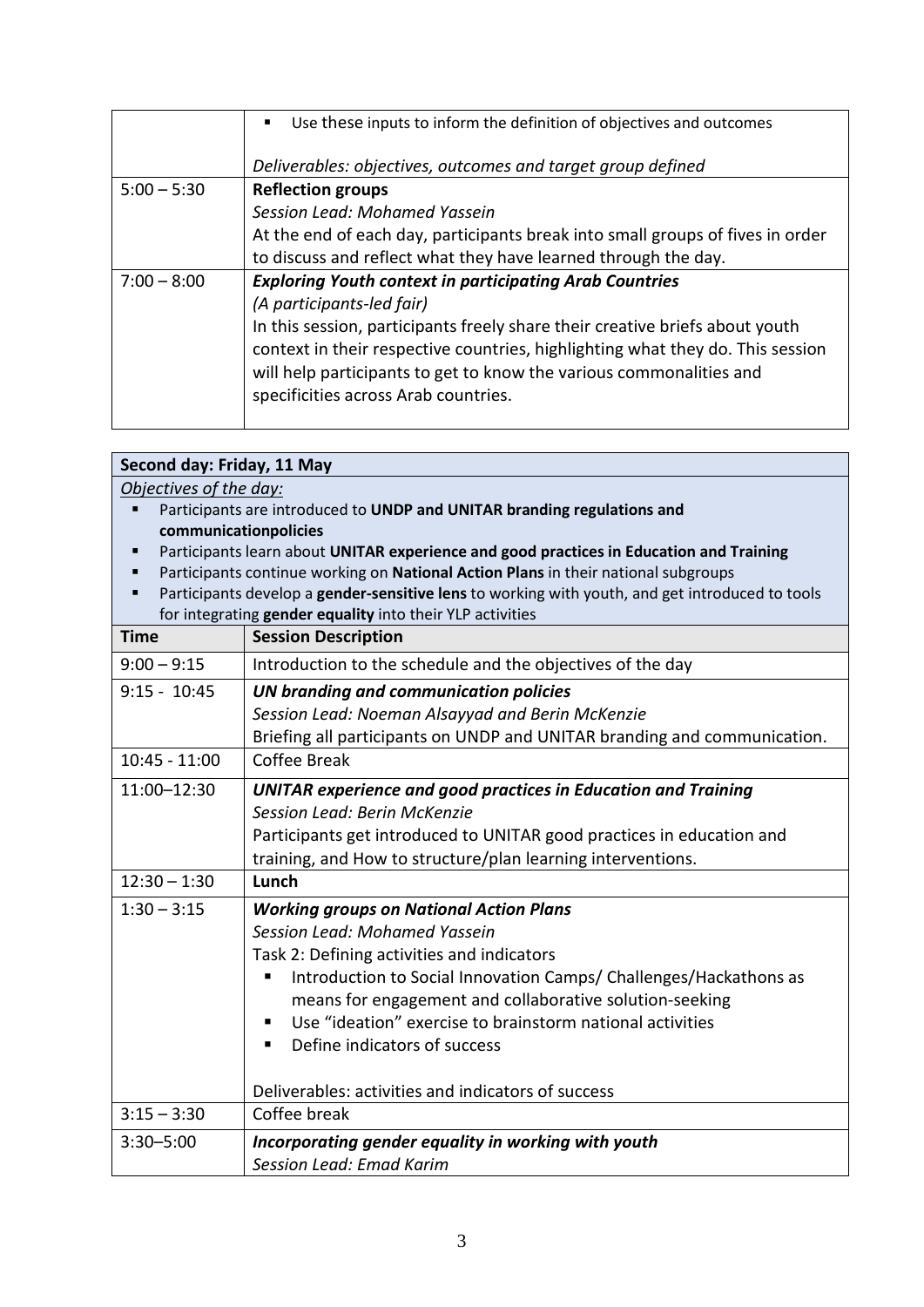| | |
|---|---|
| | ▪ Use these inputs to inform the definition of objectives and outcomes<br><br>*Deliverables: objectives, outcomes and target group defined* |
| 5:00 – 5:30 | **Reflection groups**<br>*Session Lead: Mohamed Yassein*<br>At the end of each day, participants break into small groups of fives in order to discuss and reflect what they have learned through the day. |
| 7:00 – 8:00 | ***Exploring Youth context in participating Arab Countries***<br>*(A participants-led fair)*<br>In this session, participants freely share their creative briefs about youth context in their respective countries, highlighting what they do. This session will help participants to get to know the various commonalities and specificities across Arab countries. |

**Second day: Friday, 11 May**

*Objectives of the day:*

- Participants are introduced to **UNDP and UNITAR branding regulations and communicationpolicies**
- Participants learn about **UNITAR experience and good practices in Education and Training**
- Participants continue working on **National Action Plans** in their national subgroups
- Participants develop a **gender-sensitive lens** to working with youth, and get introduced to tools for integrating **gender equality** into their YLP activities

| Time | Session Description |
|---|---|
| 9:00 – 9:15 | Introduction to the schedule and the objectives of the day |
| 9:15 - 10:45 | ***UN branding and communication policies***<br>*Session Lead: Noeman Alsayyad and Berin McKenzie*<br>Briefing all participants on UNDP and UNITAR branding and communication. |
| 10:45 - 11:00 | Coffee Break |
| 11:00–12:30 | ***UNITAR experience and good practices in Education and Training***<br>*Session Lead: Berin McKenzie*<br>Participants get introduced to UNITAR good practices in education and training, and How to structure/plan learning interventions. |
| 12:30 – 1:30 | **Lunch** |
| 1:30 – 3:15 | ***Working groups on National Action Plans***<br>*Session Lead: Mohamed Yassein*<br>Task 2: Defining activities and indicators<br>▪ Introduction to Social Innovation Camps/ Challenges/Hackathons as means for engagement and collaborative solution-seeking<br>▪ Use "ideation" exercise to brainstorm national activities<br>▪ Define indicators of success<br><br>Deliverables: activities and indicators of success |
| 3:15 – 3:30 | Coffee break |
| 3:30–5:00 | ***Incorporating gender equality in working with youth***<br>*Session Lead: Emad Karim* |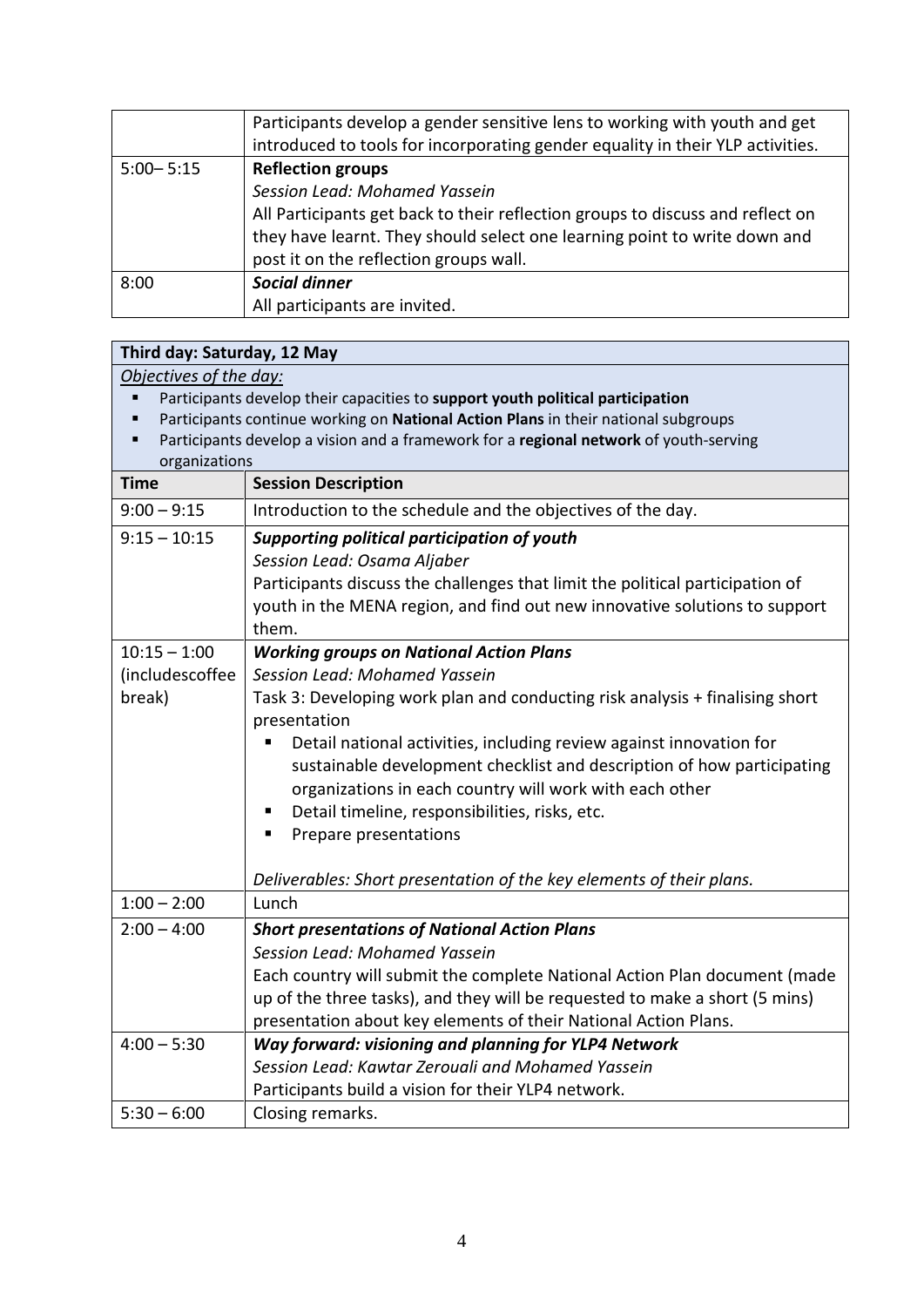| | |
|---|---|
| | Participants develop a gender sensitive lens to working with youth and get introduced to tools for incorporating gender equality in their YLP activities. |
| 5:00– 5:15 | **Reflection groups**<br>*Session Lead: Mohamed Yassein*<br>All Participants get back to their reflection groups to discuss and reflect on they have learnt. They should select one learning point to write down and post it on the reflection groups wall. |
| 8:00 | ***Social dinner***<br>All participants are invited. |

**Third day: Saturday, 12 May**

*Objectives of the day:*

- Participants develop their capacities to **support youth political participation**
- Participants continue working on **National Action Plans** in their national subgroups
- Participants develop a vision and a framework for a **regional network** of youth-serving organizations

| Time | Session Description |
|---|---|
| 9:00 – 9:15 | Introduction to the schedule and the objectives of the day. |
| 9:15 – 10:15 | ***Supporting political participation of youth***<br>*Session Lead: Osama Aljaber*<br>Participants discuss the challenges that limit the political participation of youth in the MENA region, and find out new innovative solutions to support them. |
| 10:15 – 1:00 (includescoffee break) | ***Working groups on National Action Plans***<br>*Session Lead: Mohamed Yassein*<br>Task 3: Developing work plan and conducting risk analysis + finalising short presentation<br>▪ Detail national activities, including review against innovation for sustainable development checklist and description of how participating organizations in each country will work with each other<br>▪ Detail timeline, responsibilities, risks, etc.<br>▪ Prepare presentations<br><br>*Deliverables: Short presentation of the key elements of their plans.* |
| 1:00 – 2:00 | Lunch |
| 2:00 – 4:00 | ***Short presentations of National Action Plans***<br>*Session Lead: Mohamed Yassein*<br>Each country will submit the complete National Action Plan document (made up of the three tasks), and they will be requested to make a short (5 mins) presentation about key elements of their National Action Plans. |
| 4:00 – 5:30 | ***Way forward: visioning and planning for YLP4 Network***<br>*Session Lead: Kawtar Zerouali and Mohamed Yassein*<br>Participants build a vision for their YLP4 network. |
| 5:30 – 6:00 | Closing remarks. |